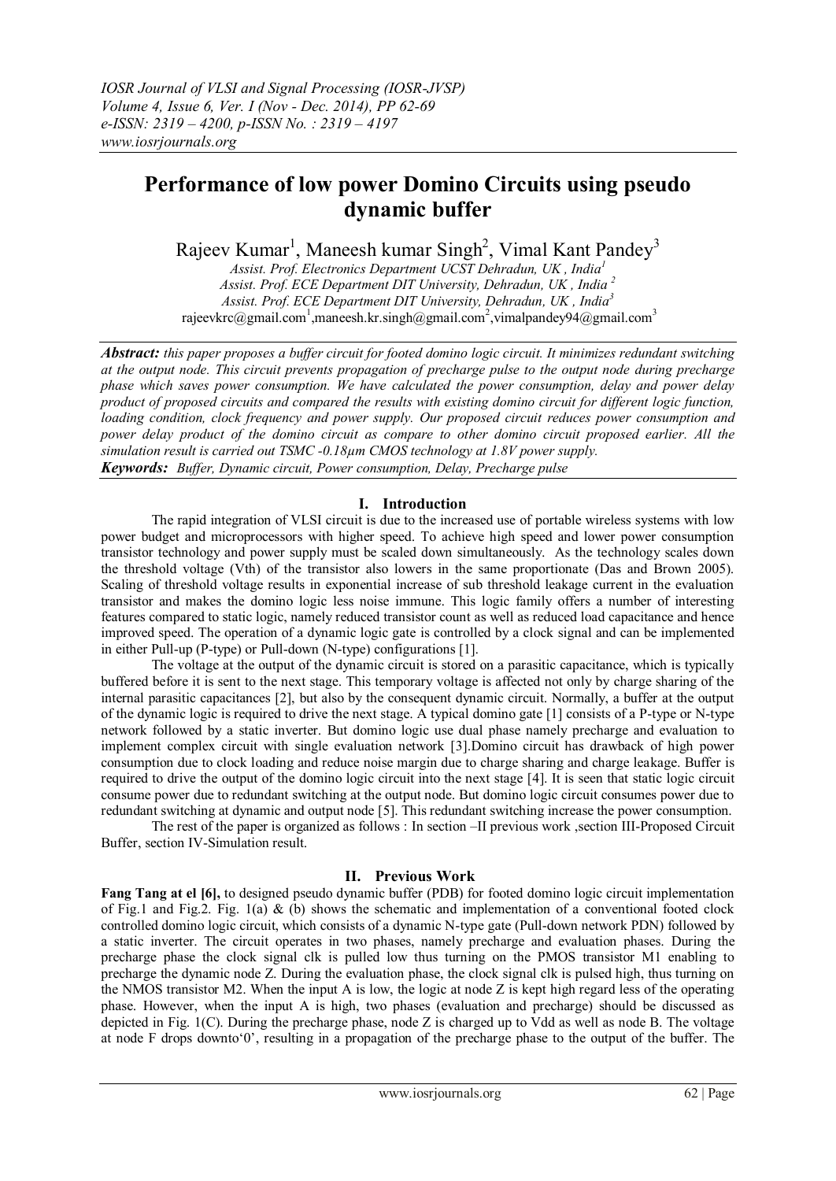# Performance of low power Domino Circuits using pseudo dynamic buffer

Rajeev Kumar[1], Maneesh kumar Singh[2], Vimal Kant Pandey[3]

*Assist. Prof. Electronics Department UCST Dehradun, UK , India[1]*
*Assist. Prof. ECE Department DIT University, Dehradun, UK , India [2]*
*Assist. Prof. ECE Department DIT University, Dehradun, UK , India[3]*
rajeevkrc@gmail.com[1],maneesh.kr.singh@gmail.com[2],vimalpandey94@gmail.com[3]

***Abstract:*** *this paper proposes a buffer circuit for footed domino logic circuit. It minimizes redundant switching at the output node. This circuit prevents propagation of precharge pulse to the output node during precharge phase which saves power consumption. We have calculated the power consumption, delay and power delay product of proposed circuits and compared the results with existing domino circuit for different logic function, loading condition, clock frequency and power supply. Our proposed circuit reduces power consumption and power delay product of the domino circuit as compare to other domino circuit proposed earlier. All the simulation result is carried out TSMC -0.18µm CMOS technology at 1.8V power supply.*

***Keywords:*** *Buffer, Dynamic circuit, Power consumption, Delay, Precharge pulse*

## I. Introduction

The rapid integration of VLSI circuit is due to the increased use of portable wireless systems with low power budget and microprocessors with higher speed. To achieve high speed and lower power consumption transistor technology and power supply must be scaled down simultaneously. As the technology scales down the threshold voltage (Vth) of the transistor also lowers in the same proportionate (Das and Brown 2005). Scaling of threshold voltage results in exponential increase of sub threshold leakage current in the evaluation transistor and makes the domino logic less noise immune. This logic family offers a number of interesting features compared to static logic, namely reduced transistor count as well as reduced load capacitance and hence improved speed. The operation of a dynamic logic gate is controlled by a clock signal and can be implemented in either Pull-up (P-type) or Pull-down (N-type) configurations [1].

The voltage at the output of the dynamic circuit is stored on a parasitic capacitance, which is typically buffered before it is sent to the next stage. This temporary voltage is affected not only by charge sharing of the internal parasitic capacitances [2], but also by the consequent dynamic circuit. Normally, a buffer at the output of the dynamic logic is required to drive the next stage. A typical domino gate [1] consists of a P-type or N-type network followed by a static inverter. But domino logic use dual phase namely precharge and evaluation to implement complex circuit with single evaluation network [3].Domino circuit has drawback of high power consumption due to clock loading and reduce noise margin due to charge sharing and charge leakage. Buffer is required to drive the output of the domino logic circuit into the next stage [4]. It is seen that static logic circuit consume power due to redundant switching at the output node. But domino logic circuit consumes power due to redundant switching at dynamic and output node [5]. This redundant switching increase the power consumption.

The rest of the paper is organized as follows : In section –II previous work ,section III-Proposed Circuit Buffer, section IV-Simulation result.

## II. Previous Work

**Fang Tang at el [6],** to designed pseudo dynamic buffer (PDB) for footed domino logic circuit implementation of Fig.1 and Fig.2. Fig. 1(a) & (b) shows the schematic and implementation of a conventional footed clock controlled domino logic circuit, which consists of a dynamic N-type gate (Pull-down network PDN) followed by a static inverter. The circuit operates in two phases, namely precharge and evaluation phases. During the precharge phase the clock signal clk is pulled low thus turning on the PMOS transistor M1 enabling to precharge the dynamic node Z. During the evaluation phase, the clock signal clk is pulsed high, thus turning on the NMOS transistor M2. When the input A is low, the logic at node Z is kept high regard less of the operating phase. However, when the input A is high, two phases (evaluation and precharge) should be discussed as depicted in Fig. 1(C). During the precharge phase, node Z is charged up to Vdd as well as node B. The voltage at node F drops downto'0', resulting in a propagation of the precharge phase to the output of the buffer. The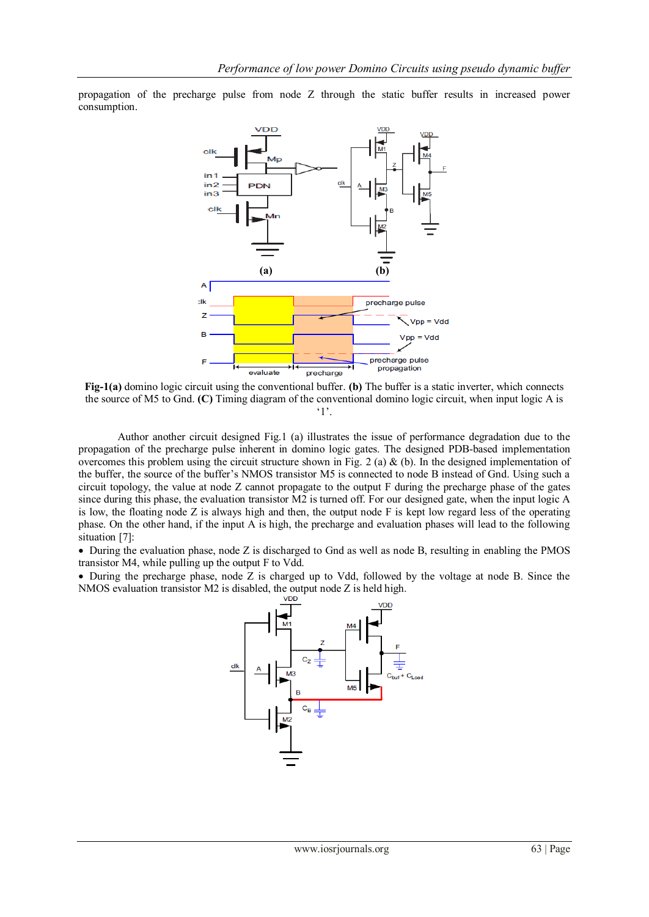propagation of the precharge pulse from node Z through the static buffer results in increased power consumption.

**Fig-1(a)** domino logic circuit using the conventional buffer. **(b)** The buffer is a static inverter, which connects the source of M5 to Gnd. **(C)** Timing diagram of the conventional domino logic circuit, when input logic A is '1'.

Author another circuit designed Fig.1 (a) illustrates the issue of performance degradation due to the propagation of the precharge pulse inherent in domino logic gates. The designed PDB-based implementation overcomes this problem using the circuit structure shown in Fig. 2 (a) & (b). In the designed implementation of the buffer, the source of the buffer's NMOS transistor M5 is connected to node B instead of Gnd. Using such a circuit topology, the value at node Z cannot propagate to the output F during the precharge phase of the gates since during this phase, the evaluation transistor M2 is turned off. For our designed gate, when the input logic A is low, the floating node Z is always high and then, the output node F is kept low regard less of the operating phase. On the other hand, if the input A is high, the precharge and evaluation phases will lead to the following situation [7]:

- During the evaluation phase, node Z is discharged to Gnd as well as node B, resulting in enabling the PMOS transistor M4, while pulling up the output F to Vdd.
- During the precharge phase, node Z is charged up to Vdd, followed by the voltage at node B. Since the NMOS evaluation transistor M2 is disabled, the output node Z is held high.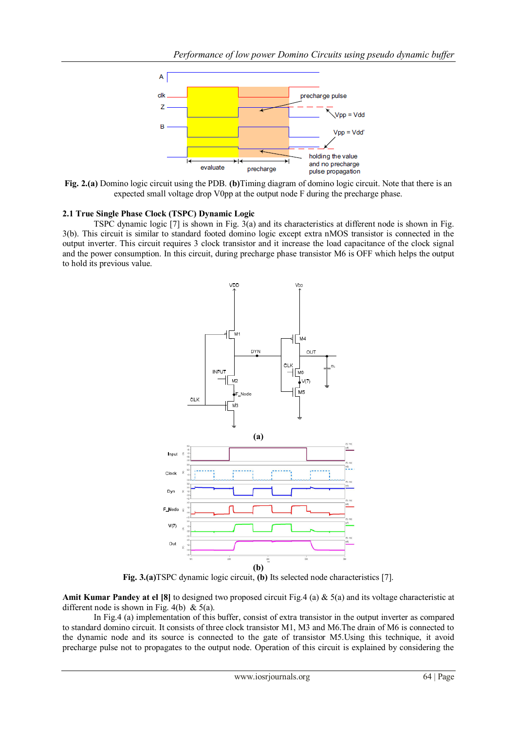**Fig. 2.(a)** Domino logic circuit using the PDB. **(b)**Timing diagram of domino logic circuit. Note that there is an expected small voltage drop V0pp at the output node F during the precharge phase.

### 2.1 True Single Phase Clock (TSPC) Dynamic Logic

TSPC dynamic logic [7] is shown in Fig. 3(a) and its characteristics at different node is shown in Fig. 3(b). This circuit is similar to standard footed domino logic except extra nMOS transistor is connected in the output inverter. This circuit requires 3 clock transistor and it increase the load capacitance of the clock signal and the power consumption. In this circuit, during precharge phase transistor M6 is OFF which helps the output to hold its previous value.

**(a)**

**(b)**

**Fig. 3.(a)**TSPC dynamic logic circuit, **(b)** Its selected node characteristics [7].

**Amit Kumar Pandey at el [8]** to designed two proposed circuit Fig.4 (a) & 5(a) and its voltage characteristic at different node is shown in Fig. 4(b) & 5(a).

In Fig.4 (a) implementation of this buffer, consist of extra transistor in the output inverter as compared to standard domino circuit. It consists of three clock transistor M1, M3 and M6.The drain of M6 is connected to the dynamic node and its source is connected to the gate of transistor M5.Using this technique, it avoid precharge pulse not to propagates to the output node. Operation of this circuit is explained by considering the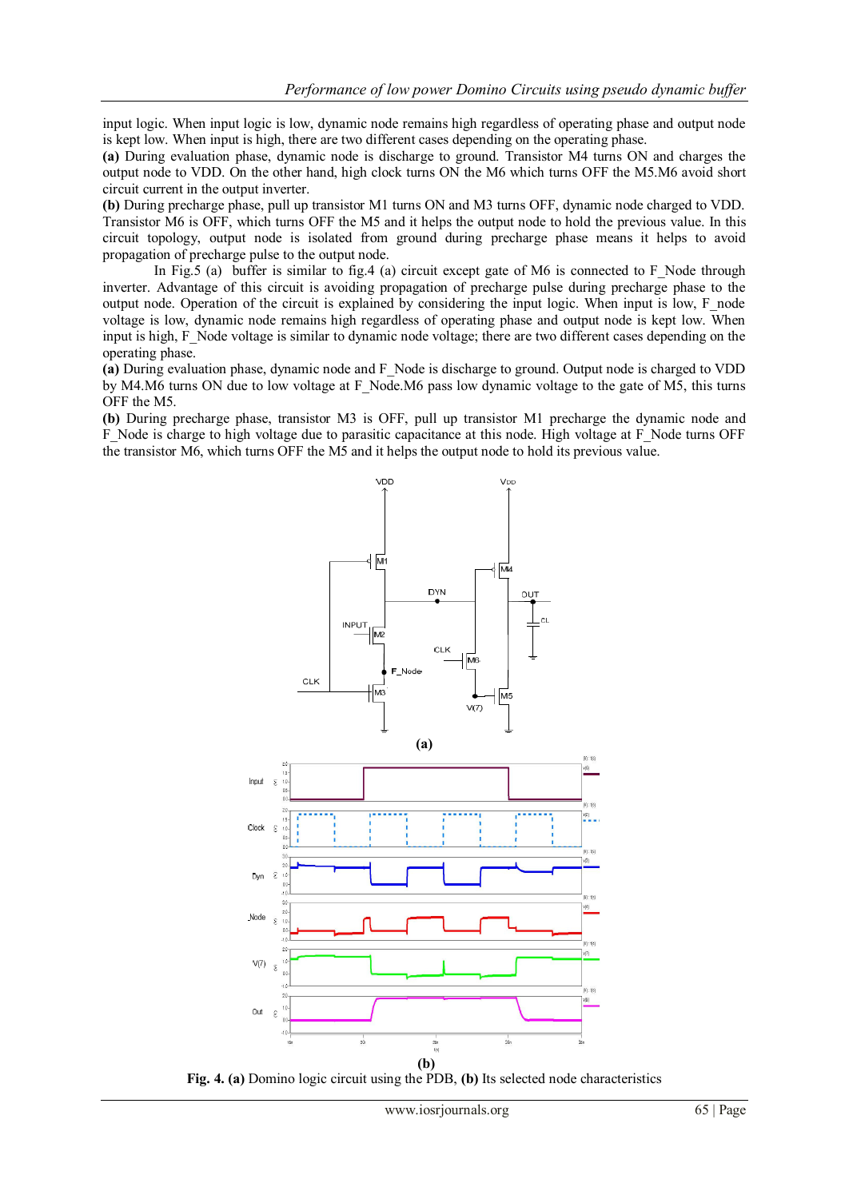input logic. When input logic is low, dynamic node remains high regardless of operating phase and output node is kept low. When input is high, there are two different cases depending on the operating phase.

**(a)** During evaluation phase, dynamic node is discharge to ground. Transistor M4 turns ON and charges the output node to VDD. On the other hand, high clock turns ON the M6 which turns OFF the M5.M6 avoid short circuit current in the output inverter.

**(b)** During precharge phase, pull up transistor M1 turns ON and M3 turns OFF, dynamic node charged to VDD. Transistor M6 is OFF, which turns OFF the M5 and it helps the output node to hold the previous value. In this circuit topology, output node is isolated from ground during precharge phase means it helps to avoid propagation of precharge pulse to the output node.

In Fig.5 (a) buffer is similar to fig.4 (a) circuit except gate of M6 is connected to F_Node through inverter. Advantage of this circuit is avoiding propagation of precharge pulse during precharge phase to the output node. Operation of the circuit is explained by considering the input logic. When input is low, F_node voltage is low, dynamic node remains high regardless of operating phase and output node is kept low. When input is high, F_Node voltage is similar to dynamic node voltage; there are two different cases depending on the operating phase.

**(a)** During evaluation phase, dynamic node and F_Node is discharge to ground. Output node is charged to VDD by M4.M6 turns ON due to low voltage at F_Node.M6 pass low dynamic voltage to the gate of M5, this turns OFF the M5.

**(b)** During precharge phase, transistor M3 is OFF, pull up transistor M1 precharge the dynamic node and F_Node is charge to high voltage due to parasitic capacitance at this node. High voltage at F_Node turns OFF the transistor M6, which turns OFF the M5 and it helps the output node to hold its previous value.

**Fig. 4. (a)** Domino logic circuit using the PDB, **(b)** Its selected node characteristics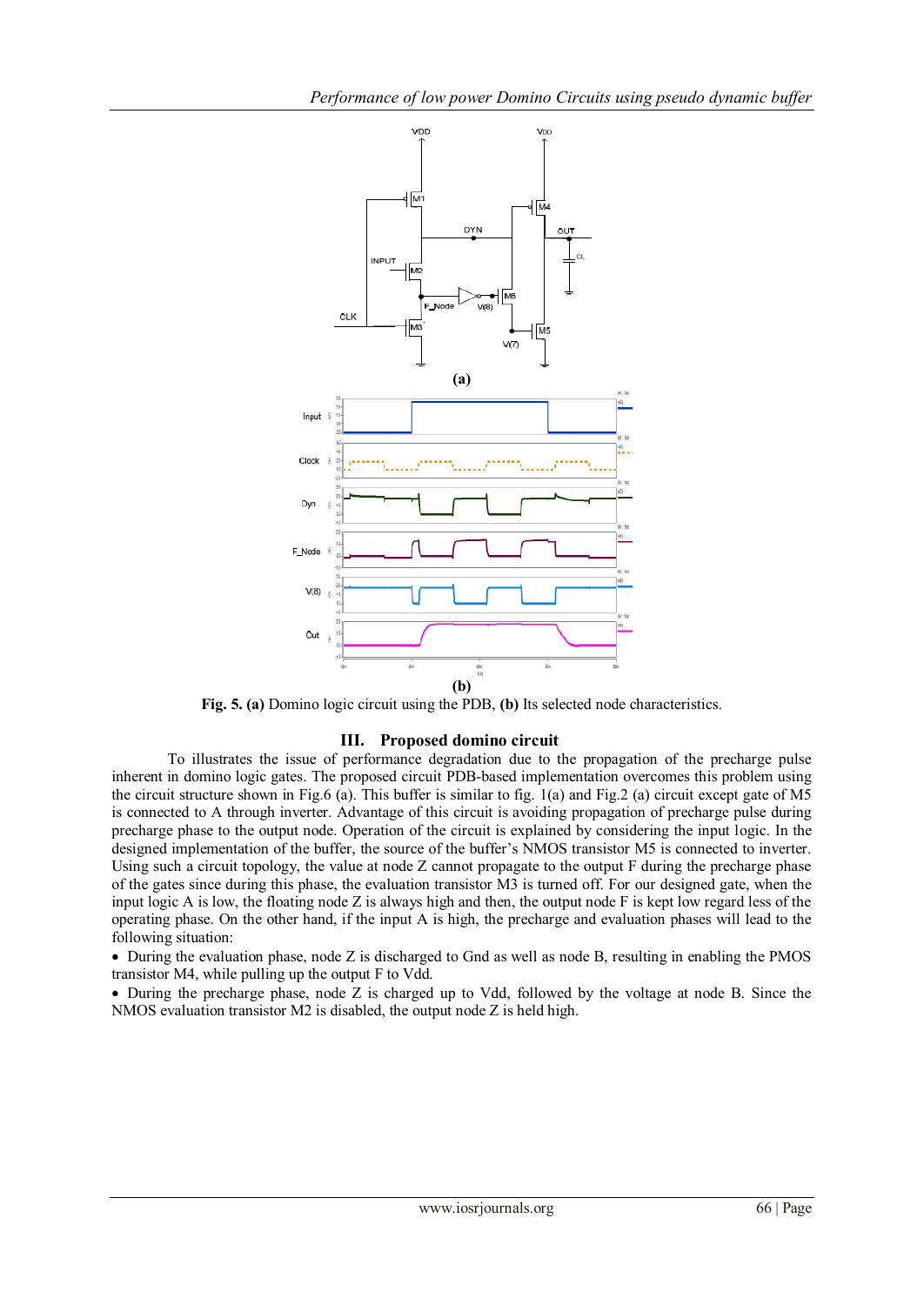**Fig. 5. (a)** Domino logic circuit using the PDB, **(b)** Its selected node characteristics.

## III. Proposed domino circuit

To illustrates the issue of performance degradation due to the propagation of the precharge pulse inherent in domino logic gates. The proposed circuit PDB-based implementation overcomes this problem using the circuit structure shown in Fig.6 (a). This buffer is similar to fig. 1(a) and Fig.2 (a) circuit except gate of M5 is connected to A through inverter. Advantage of this circuit is avoiding propagation of precharge pulse during precharge phase to the output node. Operation of the circuit is explained by considering the input logic. In the designed implementation of the buffer, the source of the buffer's NMOS transistor M5 is connected to inverter. Using such a circuit topology, the value at node Z cannot propagate to the output F during the precharge phase of the gates since during this phase, the evaluation transistor M3 is turned off. For our designed gate, when the input logic A is low, the floating node Z is always high and then, the output node F is kept low regard less of the operating phase. On the other hand, if the input A is high, the precharge and evaluation phases will lead to the following situation:

- During the evaluation phase, node Z is discharged to Gnd as well as node B, resulting in enabling the PMOS transistor M4, while pulling up the output F to Vdd.
- During the precharge phase, node Z is charged up to Vdd, followed by the voltage at node B. Since the NMOS evaluation transistor M2 is disabled, the output node Z is held high.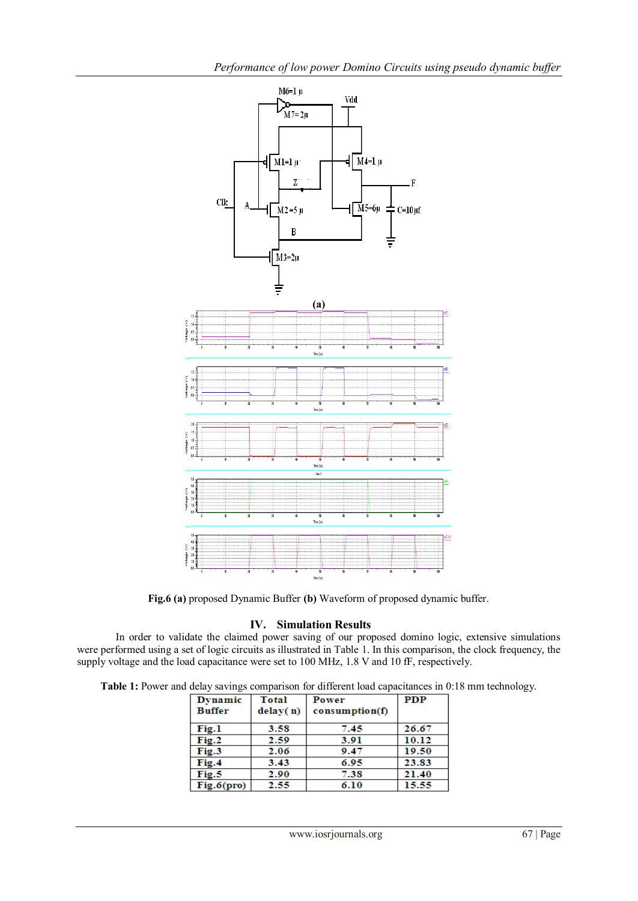Fig.6 **(a)** proposed Dynamic Buffer **(b)** Waveform of proposed dynamic buffer.

## IV. Simulation Results

In order to validate the claimed power saving of our proposed domino logic, extensive simulations were performed using a set of logic circuits as illustrated in Table 1. In this comparison, the clock frequency, the supply voltage and the load capacitance were set to 100 MHz, 1.8 V and 10 fF, respectively.

**Table 1:** Power and delay savings comparison for different load capacitances in 0:18 mm technology.

| Dynamic Buffer | Total delay( n) | Power consumption(f) | PDP |
|---|---|---|---|
| Fig.1 | 3.58 | 7.45 | 26.67 |
| Fig.2 | 2.59 | 3.91 | 10.12 |
| Fig.3 | 2.06 | 9.47 | 19.50 |
| Fig.4 | 3.43 | 6.95 | 23.83 |
| Fig.5 | 2.90 | 7.38 | 21.40 |
| Fig.6(pro) | 2.55 | 6.10 | 15.55 |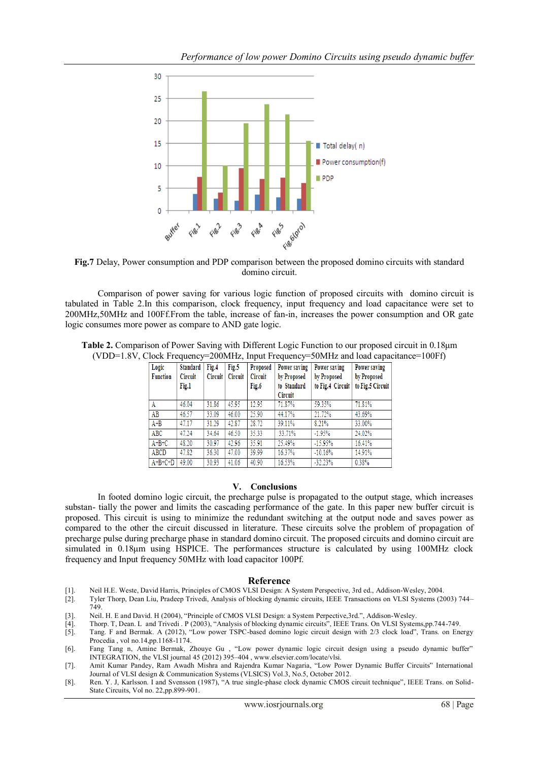**Fig.7** Delay, Power consumption and PDP comparison between the proposed domino circuits with standard domino circuit.

Comparison of power saving for various logic function of proposed circuits with domino circuit is tabulated in Table 2.In this comparison, clock frequency, input frequency and load capacitance were set to 200MHz,50MHz and 100Ff.From the table, increase of fan-in, increases the power consumption and OR gate logic consumes more power as compare to AND gate logic.

**Table 2.** Comparison of Power Saving with Different Logic Function to our proposed circuit in 0.18µm (VDD=1.8V, Clock Frequency=200MHz, Input Frequency=50MHz and load capacitance=100Ff)

| Logic Function | Standard Circuit Fig.1 | Fig.4 Circuit | Fig.5 Circuit | Proposed Circuit Fig.6 | Power saving by Proposed to Standard Circuit | Power saving by Proposed to Fig.4 Circuit | Power saving by Proposed to Fig.5 Circuit |
|---|---|---|---|---|---|---|---|
| A | 46.04 | 31.86 | 45.95 | 12.95 | 71.87% | 59.35% | 71.81% |
| AB | 46.57 | 33.09 | 46.00 | 25.90 | 44.17% | 21.72% | 43.69% |
| A+B | 47.17 | 31.29 | 42.87 | 28.72 | 39.11% | 8.21% | 33.00% |
| ABC | 47.24 | 34.64 | 46.50 | 35.33 | 33.71% | -1.95% | 24.02% |
| A+B+C | 48.20 | 30.97 | 42.96 | 35.91 | 25.49% | -15.95% | 16.41% |
| ABCD | 47.82 | 36.30 | 47.00 | 39.99 | 16.37% | -10.16% | 14.91% |
| A+B+C+D | 49.00 | 30.93 | 41.06 | 40.90 | 16.53% | -32.23% | 0.38% |

## V. Conclusions

In footed domino logic circuit, the precharge pulse is propagated to the output stage, which increases substan- tially the power and limits the cascading performance of the gate. In this paper new buffer circuit is proposed. This circuit is using to minimize the redundant switching at the output node and saves power as compared to the other the circuit discussed in literature. These circuits solve the problem of propagation of precharge pulse during precharge phase in standard domino circuit. The proposed circuits and domino circuit are simulated in 0.18µm using HSPICE. The performances structure is calculated by using 100MHz clock frequency and Input frequency 50MHz with load capacitor 100Pf.

## Reference

[1]. Neil H.E. Weste, David Harris, Principles of CMOS VLSI Design: A System Perspective, 3rd ed., Addison-Wesley, 2004.
[2]. Tyler Thorp, Dean Liu, Pradeep Trivedi, Analysis of blocking dynamic circuits, IEEE Transactions on VLSI Systems (2003) 744–749.
[3]. Neil. H. E and David. H (2004), "Principle of CMOS VLSI Design: a System Perpective,3rd.", Addison-Wesley.
[4]. Thorp. T, Dean. L and Trivedi . P (2003), "Analysis of blocking dynamic circuits", IEEE Trans. On VLSI Systems,pp.744-749.
[5]. Tang. F and Bermak. A (2012), "Low power TSPC-based domino logic circuit design with 2/3 clock load", Trans. on Energy Procedia , vol no.14,pp.1168-1174.
[6]. Fang Tang n, Amine Bermak, Zhouye Gu , "Low power dynamic logic circuit design using a pseudo dynamic buffer" INTEGRATION, the VLSI journal 45 (2012) 395–404 , www.elsevier.com/locate/vlsi.
[7]. Amit Kumar Pandey, Ram Awadh Mishra and Rajendra Kumar Nagaria, "Low Power Dynamic Buffer Circuits" International Journal of VLSI design & Communication Systems (VLSICS) Vol.3, No.5, October 2012.
[8]. Ren. Y. J, Karlsson. I and Svensson (1987), "A true single-phase clock dynamic CMOS circuit technique", IEEE Trans. on Solid-State Circuits, Vol no. 22,pp.899-901.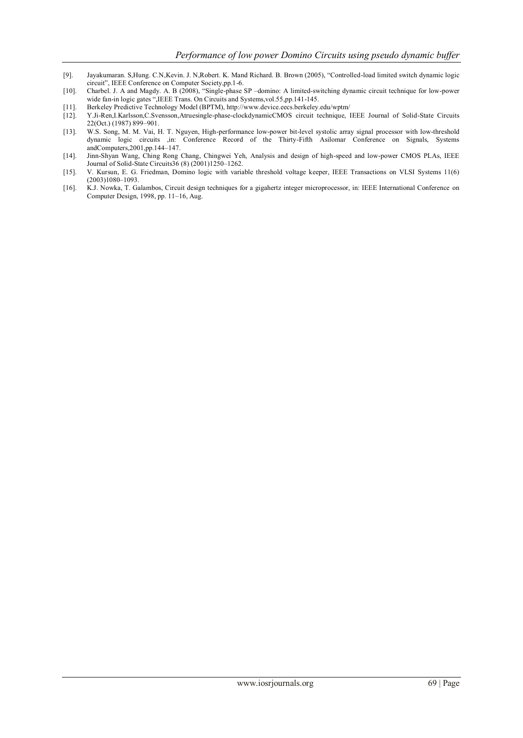[9]. Jayakumaran. S,Hung. C.N,Kevin. J. N,Robert. K. Mand Richard. B. Brown (2005), "Controlled-load limited switch dynamic logic circuit", IEEE Conference on Computer Society,pp.1-6.

[10]. Charbel. J. A and Magdy. A. B (2008), "Single-phase SP –domino: A limited-switching dynamic circuit technique for low-power wide fan-in logic gates ",IEEE Trans. On Circuits and Systems,vol.55,pp.141-145.

[11]. Berkeley Predictive Technology Model (BPTM), http://www.device.eecs.berkeley.edu/wptm/

[12]. Y.Ji-Ren,I.Karlsson,C.Svensson,Atruesingle-phase-clockdynamicCMOS circuit technique, IEEE Journal of Solid-State Circuits 22(Oct.) (1987) 899–901.

[13]. W.S. Song, M. M. Vai, H. T. Nguyen, High-performance low-power bit-level systolic array signal processor with low-threshold dynamic logic circuits ,in: Conference Record of the Thirty-Fifth Asilomar Conference on Signals, Systems andComputers,2001,pp.144–147.

[14]. Jinn-Shyan Wang, Ching Rong Chang, Chingwei Yeh, Analysis and design of high-speed and low-power CMOS PLAs, IEEE Journal of Solid-State Circuits36 (8) (2001)1250–1262.

[15]. V. Kursun, E. G. Friedman, Domino logic with variable threshold voltage keeper, IEEE Transactions on VLSI Systems 11(6) (2003)1080–1093.

[16]. K.J. Nowka, T. Galambos, Circuit design techniques for a gigahertz integer microprocessor, in: IEEE International Conference on Computer Design, 1998, pp. 11–16, Aug.